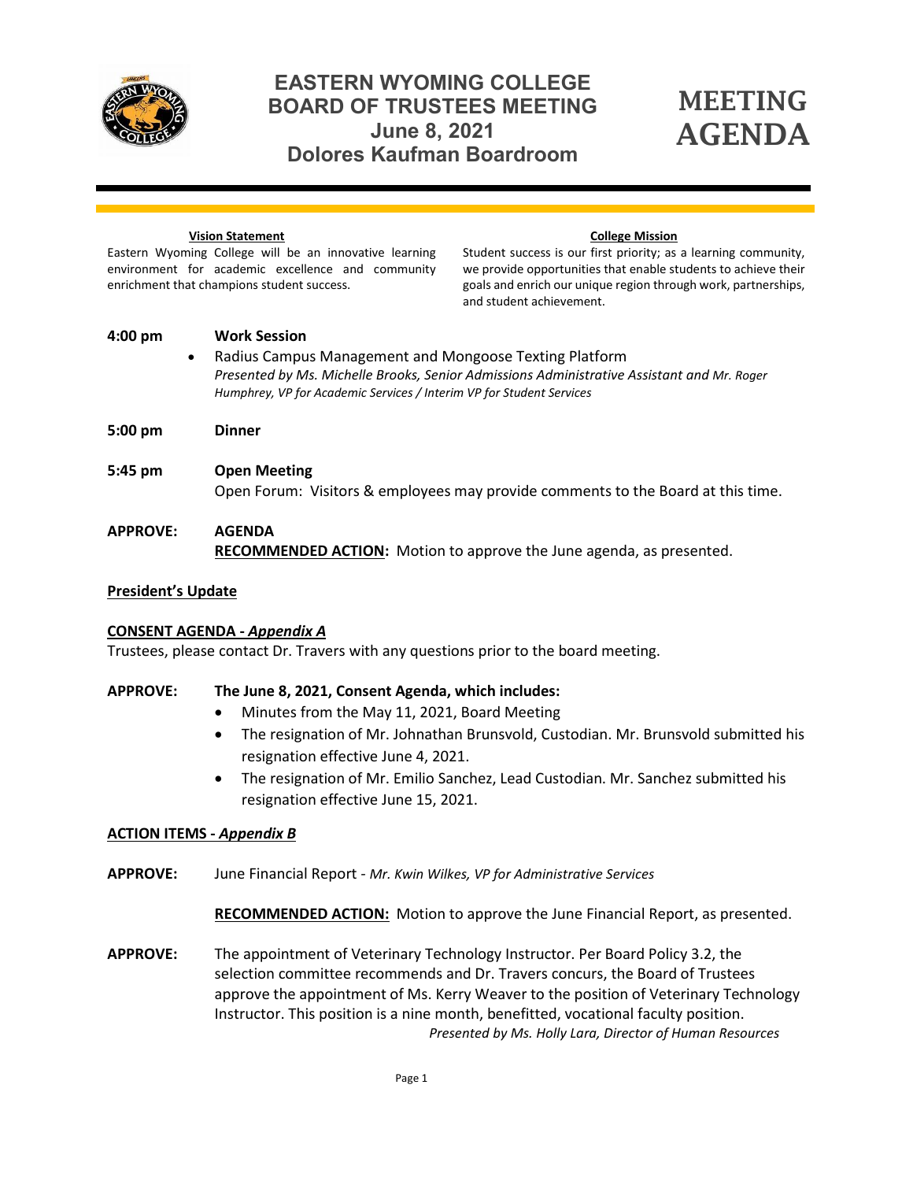# EASTERN WYOMING COLLEGE BOARD OF TRUSTEES MEETING
## June 8, 2021
## Dolores Kaufman Boardroom

# MEETING AGENDA

**Vision Statement**

Eastern Wyoming College will be an innovative learning environment for academic excellence and community enrichment that champions student success.

**College Mission**

Student success is our first priority; as a learning community, we provide opportunities that enable students to achieve their goals and enrich our unique region through work, partnerships, and student achievement.

**4:00 pm** **Work Session**

- Radius Campus Management and Mongoose Texting Platform
  *Presented by Ms. Michelle Brooks, Senior Admissions Administrative Assistant and Mr. Roger Humphrey, VP for Academic Services / Interim VP for Student Services*

**5:00 pm** **Dinner**

**5:45 pm** **Open Meeting**

Open Forum: Visitors & employees may provide comments to the Board at this time.

**APPROVE:** **AGENDA**

**RECOMMENDED ACTION:** Motion to approve the June agenda, as presented.

**President's Update**

**CONSENT AGENDA - *Appendix A***

Trustees, please contact Dr. Travers with any questions prior to the board meeting.

**APPROVE:** **The June 8, 2021, Consent Agenda, which includes:**

- Minutes from the May 11, 2021, Board Meeting
- The resignation of Mr. Johnathan Brunsvold, Custodian. Mr. Brunsvold submitted his resignation effective June 4, 2021.
- The resignation of Mr. Emilio Sanchez, Lead Custodian. Mr. Sanchez submitted his resignation effective June 15, 2021.

**ACTION ITEMS - *Appendix B***

**APPROVE:** June Financial Report - *Mr. Kwin Wilkes, VP for Administrative Services*

**RECOMMENDED ACTION:** Motion to approve the June Financial Report, as presented.

**APPROVE:** The appointment of Veterinary Technology Instructor. Per Board Policy 3.2, the selection committee recommends and Dr. Travers concurs, the Board of Trustees approve the appointment of Ms. Kerry Weaver to the position of Veterinary Technology Instructor. This position is a nine month, benefitted, vocational faculty position.

*Presented by Ms. Holly Lara, Director of Human Resources*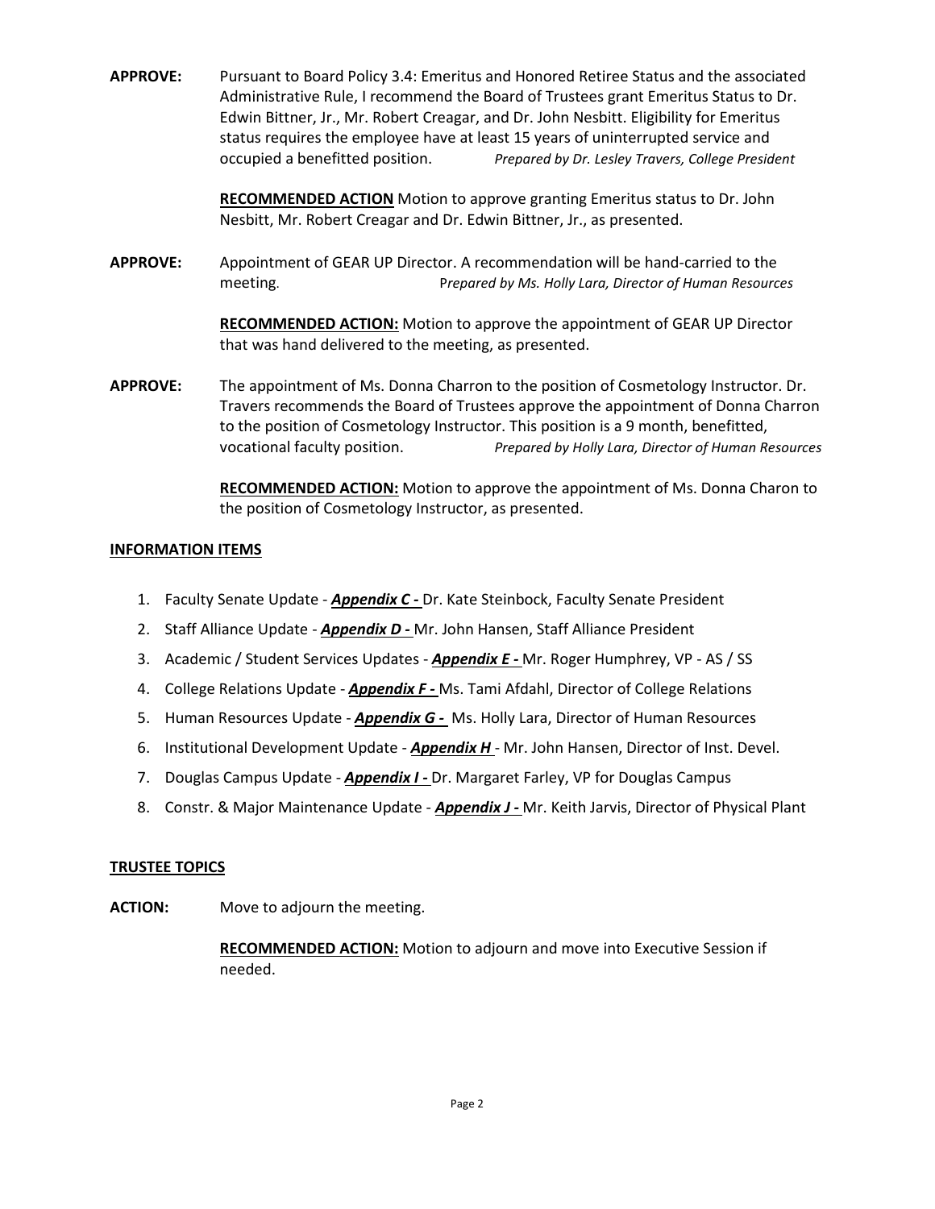**APPROVE:** Pursuant to Board Policy 3.4: Emeritus and Honored Retiree Status and the associated Administrative Rule, I recommend the Board of Trustees grant Emeritus Status to Dr. Edwin Bittner, Jr., Mr. Robert Creagar, and Dr. John Nesbitt. Eligibility for Emeritus status requires the employee have at least 15 years of uninterrupted service and occupied a benefitted position. *Prepared by Dr. Lesley Travers, College President*

**RECOMMENDED ACTION** Motion to approve granting Emeritus status to Dr. John Nesbitt, Mr. Robert Creagar and Dr. Edwin Bittner, Jr., as presented.

**APPROVE:** Appointment of GEAR UP Director. A recommendation will be hand-carried to the meeting. *Prepared by Ms. Holly Lara, Director of Human Resources*

**RECOMMENDED ACTION:** Motion to approve the appointment of GEAR UP Director that was hand delivered to the meeting, as presented.

**APPROVE:** The appointment of Ms. Donna Charron to the position of Cosmetology Instructor. Dr. Travers recommends the Board of Trustees approve the appointment of Donna Charron to the position of Cosmetology Instructor. This position is a 9 month, benefitted, vocational faculty position. *Prepared by Holly Lara, Director of Human Resources*

**RECOMMENDED ACTION:** Motion to approve the appointment of Ms. Donna Charon to the position of Cosmetology Instructor, as presented.

## INFORMATION ITEMS

1. Faculty Senate Update - ***Appendix C -*** Dr. Kate Steinbock, Faculty Senate President
2. Staff Alliance Update - ***Appendix D -*** Mr. John Hansen, Staff Alliance President
3. Academic / Student Services Updates - ***Appendix E -*** Mr. Roger Humphrey, VP - AS / SS
4. College Relations Update - ***Appendix F -*** Ms. Tami Afdahl, Director of College Relations
5. Human Resources Update - ***Appendix G -*** Ms. Holly Lara, Director of Human Resources
6. Institutional Development Update - ***Appendix H*** - Mr. John Hansen, Director of Inst. Devel.
7. Douglas Campus Update - ***Appendix I -*** Dr. Margaret Farley, VP for Douglas Campus
8. Constr. & Major Maintenance Update - ***Appendix J -*** Mr. Keith Jarvis, Director of Physical Plant

## TRUSTEE TOPICS

**ACTION:** Move to adjourn the meeting.

**RECOMMENDED ACTION:** Motion to adjourn and move into Executive Session if needed.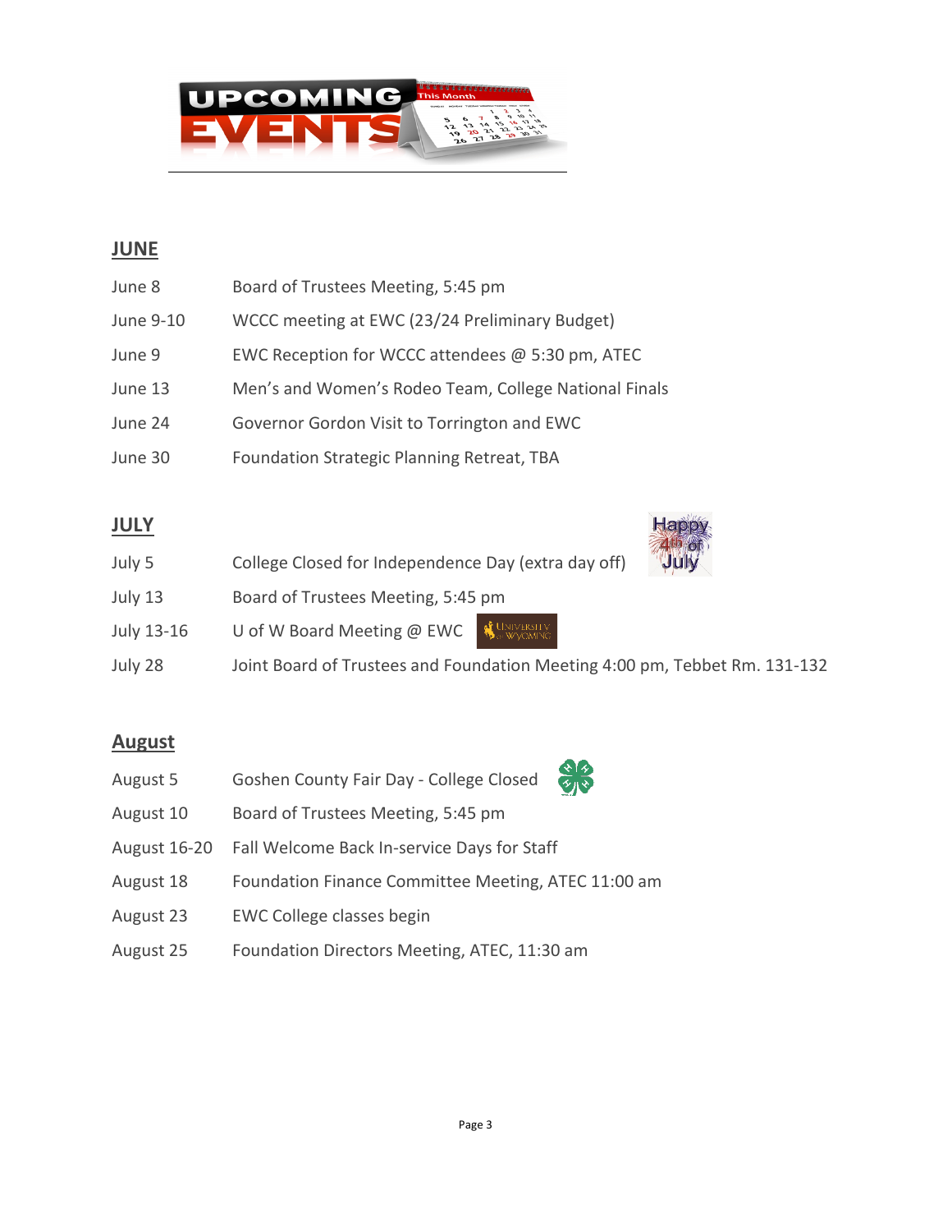# UPCOMING EVENTS

## JUNE

| | |
|---|---|
| June 8 | Board of Trustees Meeting, 5:45 pm |
| June 9-10 | WCCC meeting at EWC (23/24 Preliminary Budget) |
| June 9 | EWC Reception for WCCC attendees @ 5:30 pm, ATEC |
| June 13 | Men's and Women's Rodeo Team, College National Finals |
| June 24 | Governor Gordon Visit to Torrington and EWC |
| June 30 | Foundation Strategic Planning Retreat, TBA |

## JULY

| | |
|---|---|
| July 5 | College Closed for Independence Day (extra day off) |
| July 13 | Board of Trustees Meeting, 5:45 pm |
| July 13-16 | U of W Board Meeting @ EWC |
| July 28 | Joint Board of Trustees and Foundation Meeting 4:00 pm, Tebbet Rm. 131-132 |

## August

| | |
|---|---|
| August 5 | Goshen County Fair Day - College Closed |
| August 10 | Board of Trustees Meeting, 5:45 pm |
| August 16-20 | Fall Welcome Back In-service Days for Staff |
| August 18 | Foundation Finance Committee Meeting, ATEC 11:00 am |
| August 23 | EWC College classes begin |
| August 25 | Foundation Directors Meeting, ATEC, 11:30 am |